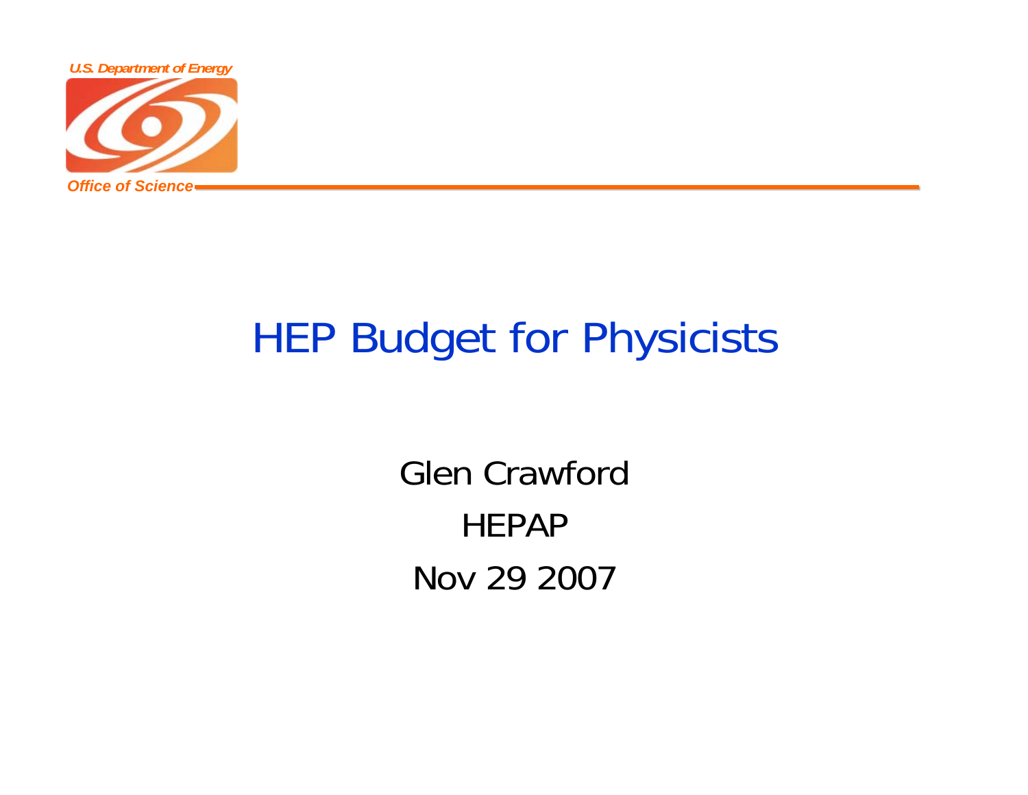U.S. Department of Energy

Office of Science

# HEP Budget for Physicists

Glen Crawford

HEPAP

Nov 29 2007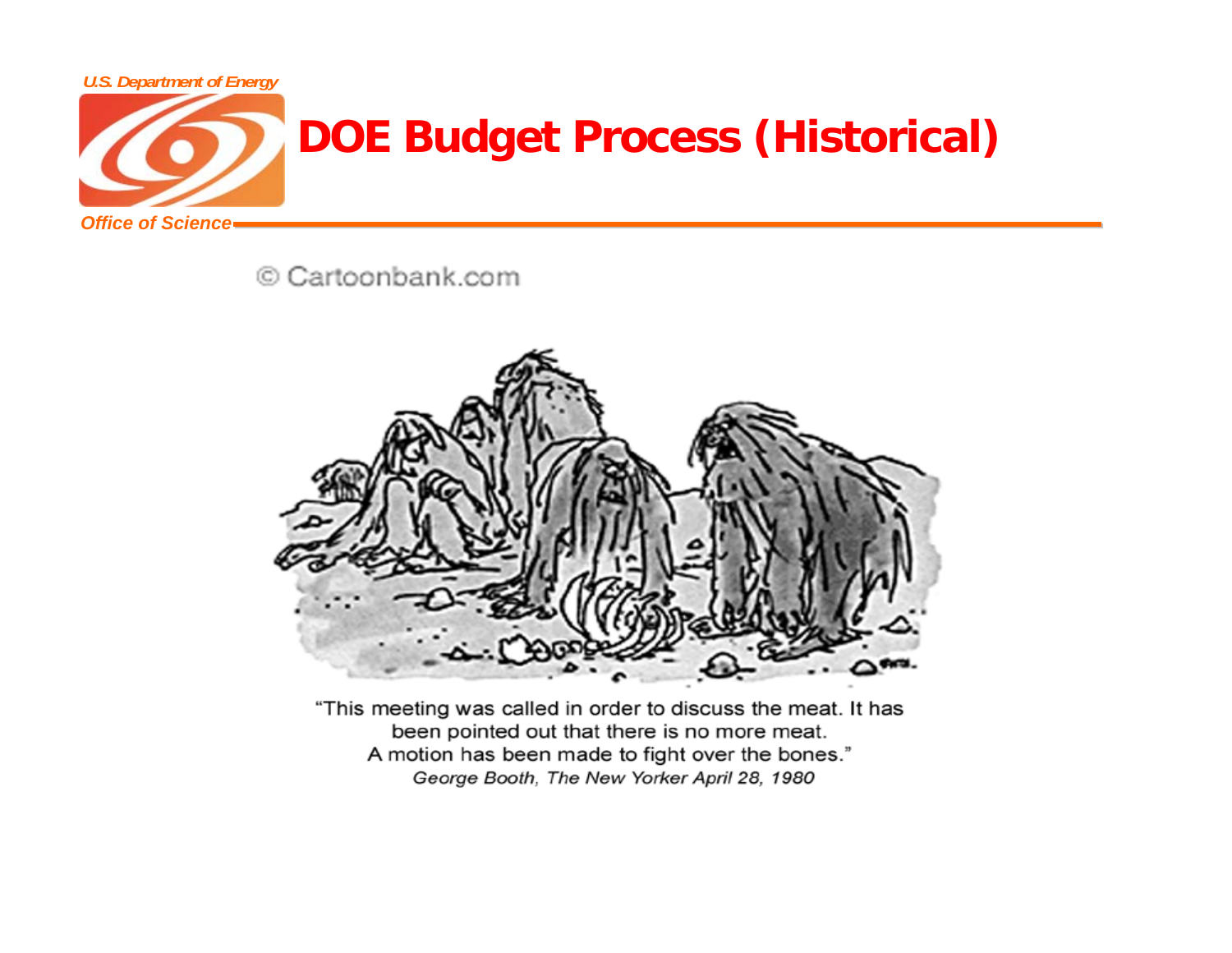# DOE Budget Process (Historical)

© Cartoonbank.com

"This meeting was called in order to discuss the meat. It has been pointed out that there is no more meat. A motion has been made to fight over the bones."

*George Booth, The New Yorker April 28, 1980*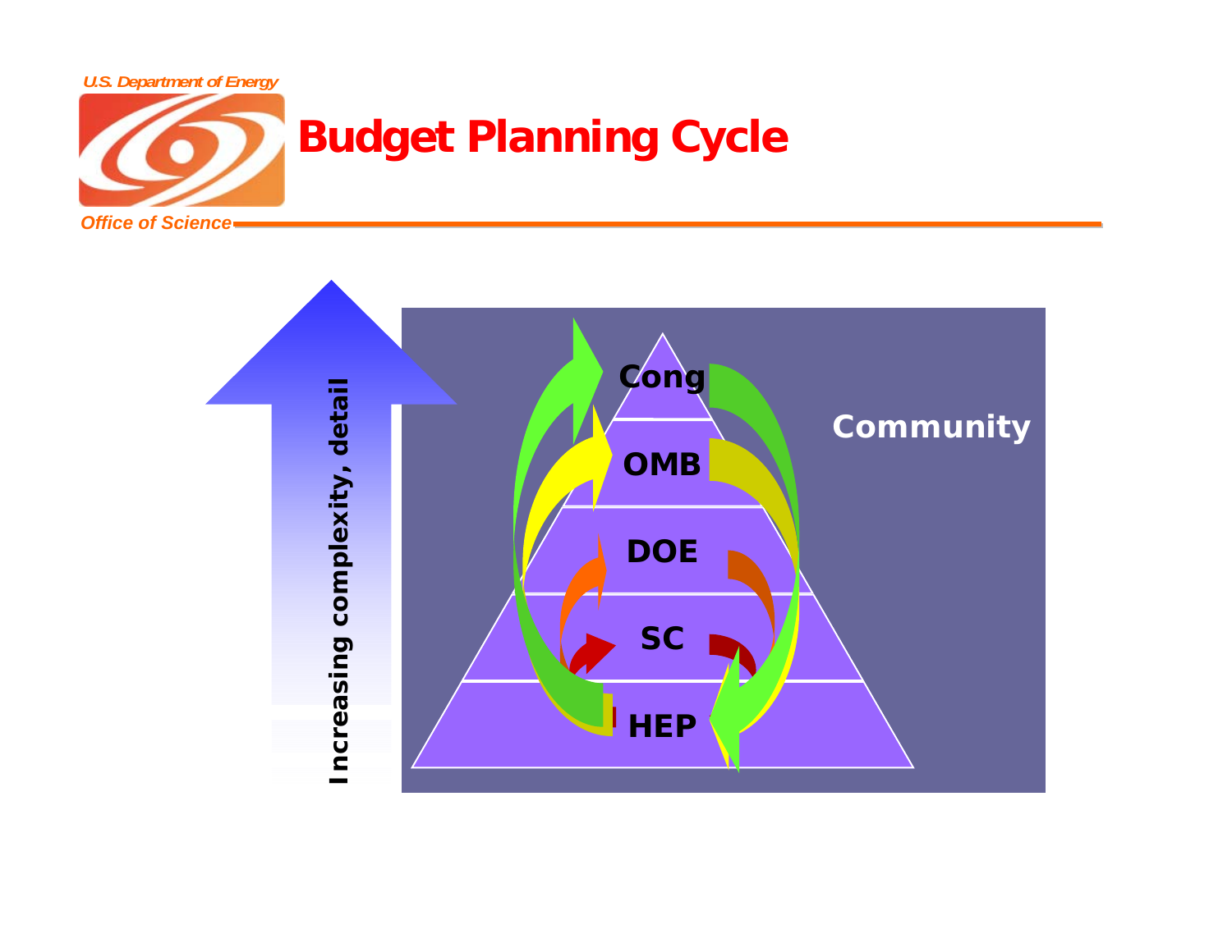# Budget Planning Cycle

Increasing complexity, detail

Cong

OMB

DOE

SC

HEP

Community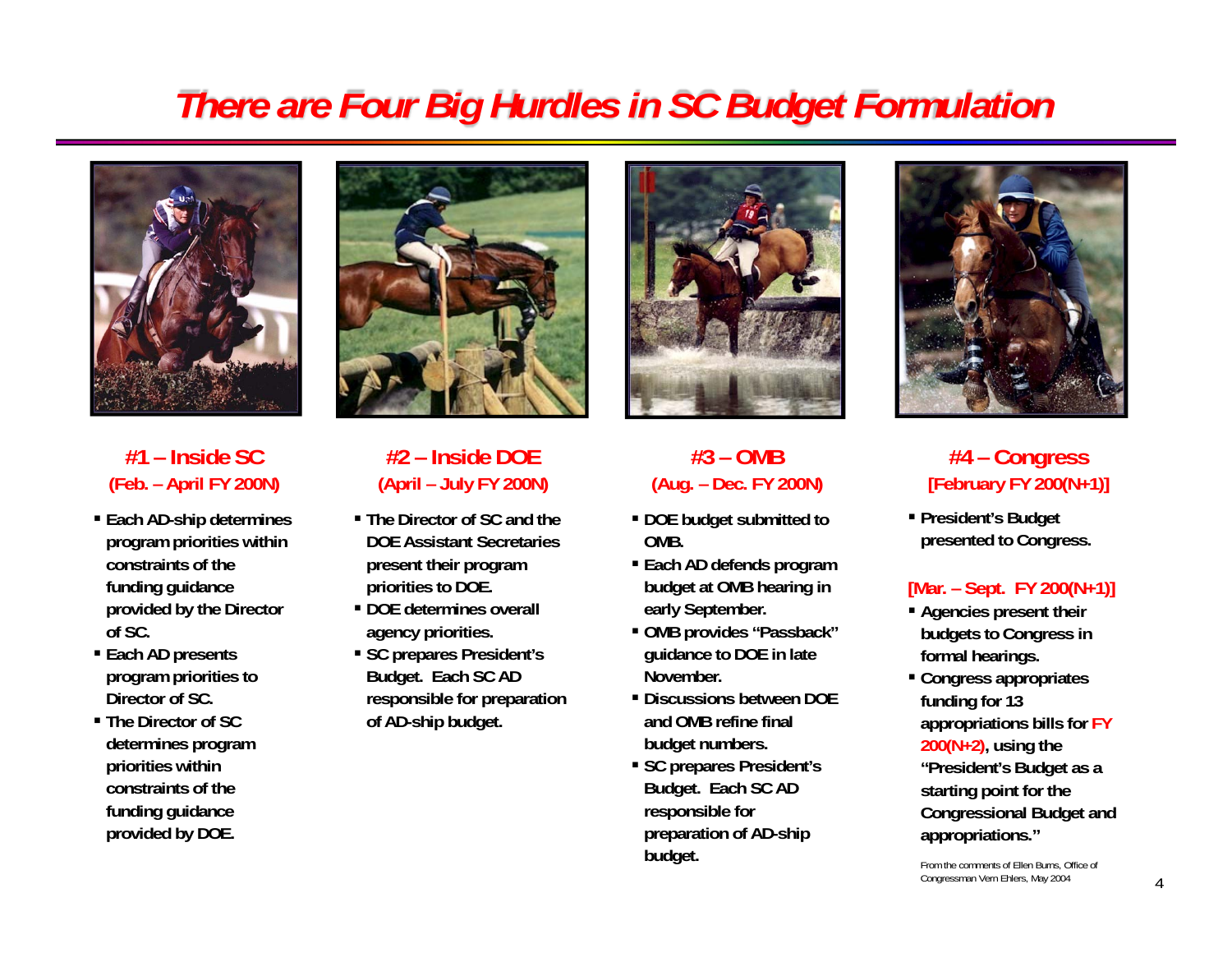# There are Four Big Hurdles in SC Budget Formulation

## #1 – Inside SC
**(Feb. – April FY 200N)**

- Each AD-ship determines program priorities within constraints of the funding guidance provided by the Director of SC.
- Each AD presents program priorities to Director of SC.
- The Director of SC determines program priorities within constraints of the funding guidance provided by DOE.

## #2 – Inside DOE
**(April – July FY 200N)**

- The Director of SC and the DOE Assistant Secretaries present their program priorities to DOE.
- DOE determines overall agency priorities.
- SC prepares President's Budget. Each SC AD responsible for preparation of AD-ship budget.

## #3 – OMB
**(Aug. – Dec. FY 200N)**

- DOE budget submitted to OMB.
- Each AD defends program budget at OMB hearing in early September.
- OMB provides "Passback" guidance to DOE in late November.
- Discussions between DOE and OMB refine final budget numbers.
- SC prepares President's Budget. Each SC AD responsible for preparation of AD-ship budget.

## #4 – Congress
**[February FY 200(N+1)]**

- President's Budget presented to Congress.

**[Mar. – Sept. FY 200(N+1)]**

- Agencies present their budgets to Congress in formal hearings.
- Congress appropriates funding for 13 appropriations bills for **FY 200(N+2)**, using the "President's Budget as a starting point for the Congressional Budget and appropriations."

From the comments of Ellen Burns, Office of Congressman Vern Ehlers, May 2004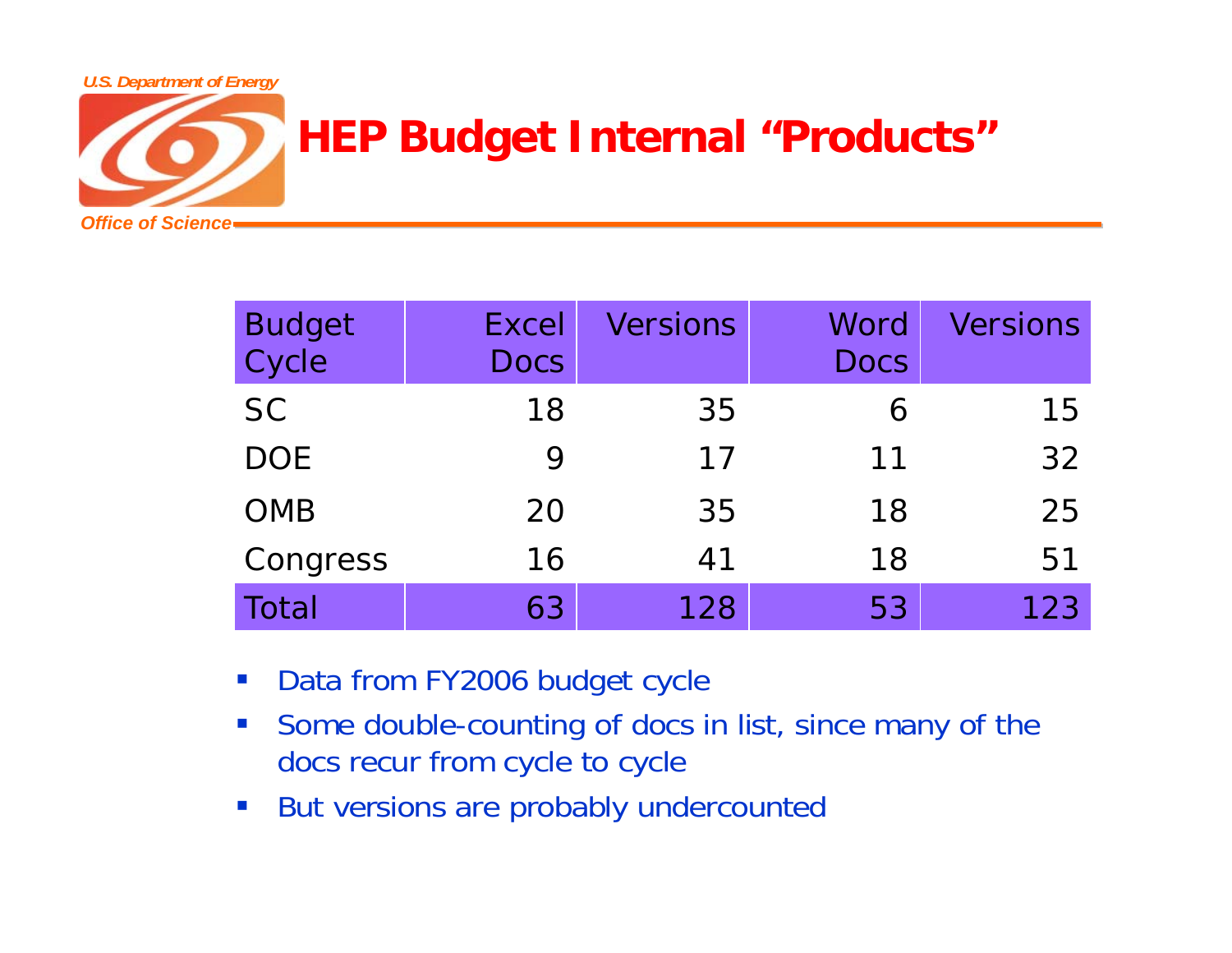# HEP Budget Internal "Products"

| Budget Cycle | Excel Docs | Versions | Word Docs | Versions |
|---|---|---|---|---|
| SC | 18 | 35 | 6 | 15 |
| DOE | 9 | 17 | 11 | 32 |
| OMB | 20 | 35 | 18 | 25 |
| Congress | 16 | 41 | 18 | 51 |
| Total | 63 | 128 | 53 | 123 |

- Data from FY2006 budget cycle
- Some double-counting of docs in list, since many of the docs recur from cycle to cycle
- But versions are probably undercounted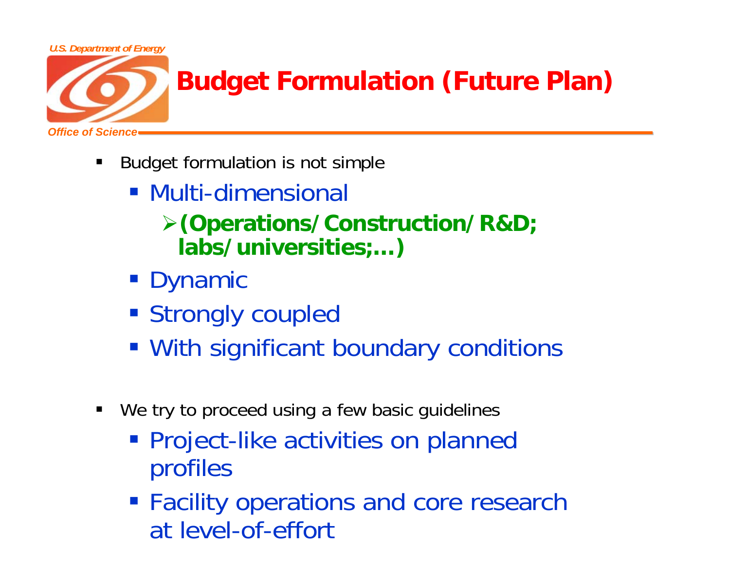# Budget Formulation (Future Plan)

- Budget formulation is not simple
  - Multi-dimensional
    - **(Operations/Construction/R&D; labs/universities;…)**
  - Dynamic
  - Strongly coupled
  - With significant boundary conditions

- We try to proceed using a few basic guidelines
  - Project-like activities on planned profiles
  - Facility operations and core research at level-of-effort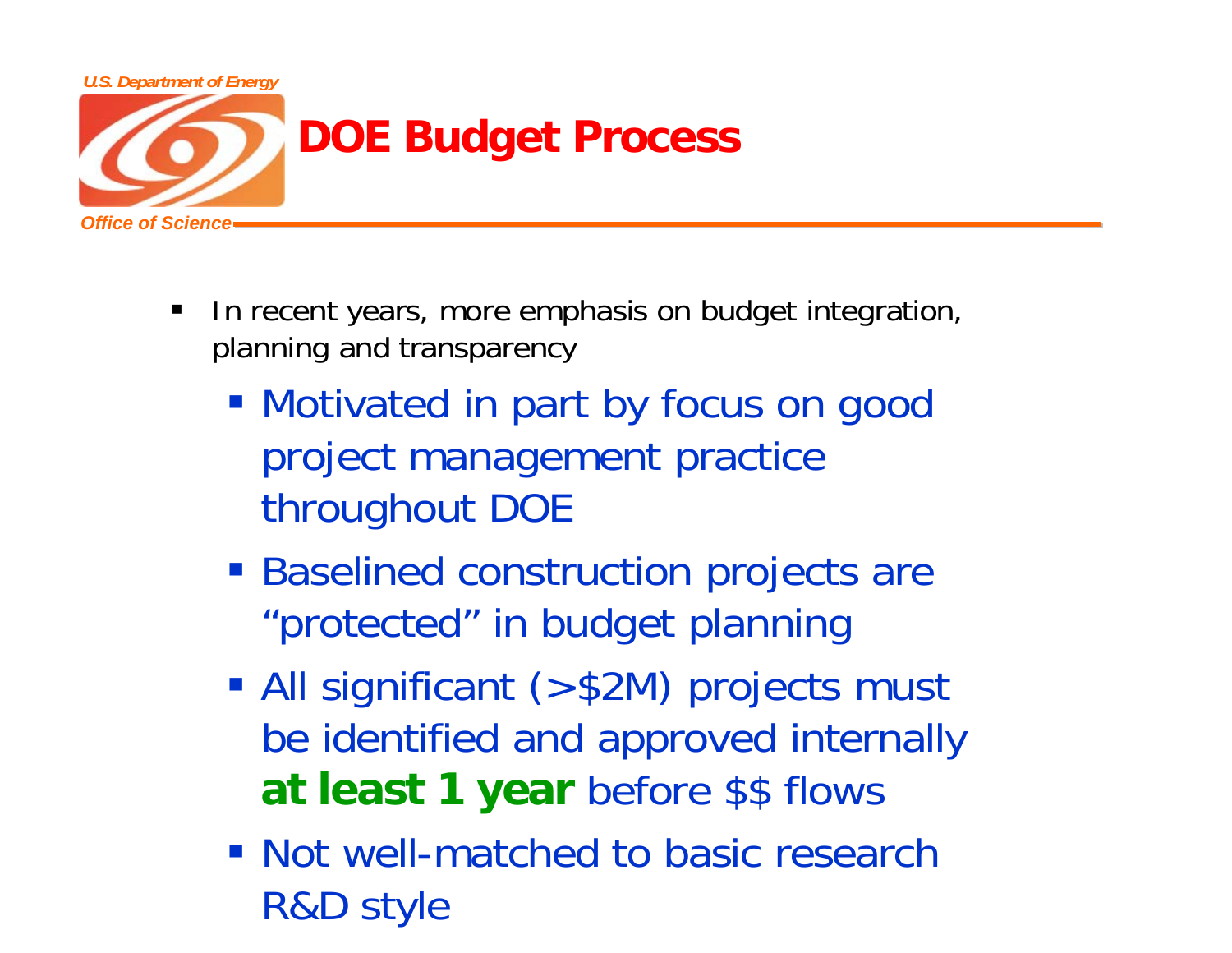# DOE Budget Process

- In recent years, more emphasis on budget integration, planning and transparency
  - Motivated in part by focus on good project management practice throughout DOE
  - Baselined construction projects are "protected" in budget planning
  - All significant (>$2M) projects must be identified and approved internally **at least 1 year** before $$ flows
  - Not well-matched to basic research R&D style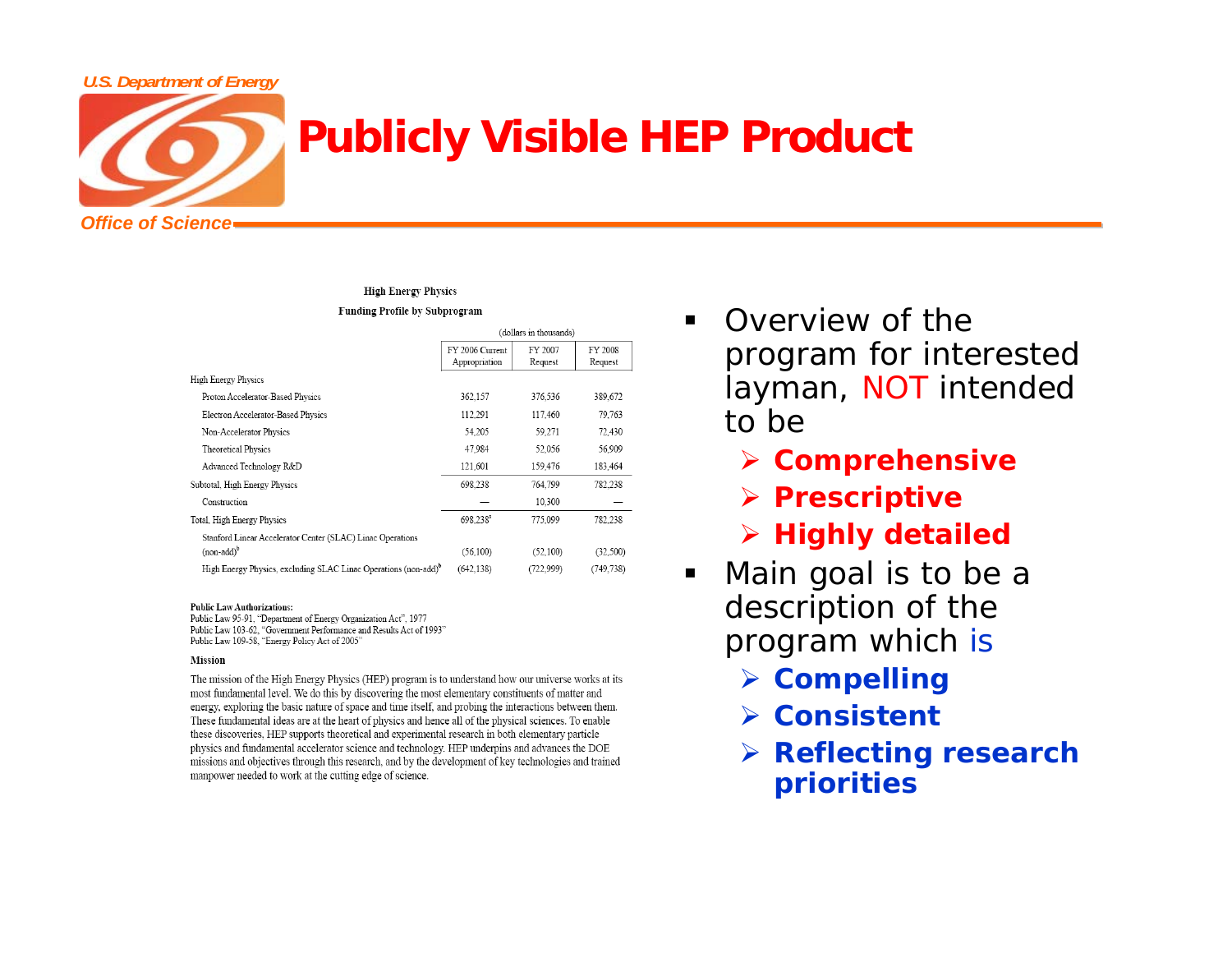# Publicly Visible HEP Product

**High Energy Physics**

**Funding Profile by Subprogram**

| | (dollars in thousands) | | |
|---|---|---|---|
| | FY 2006 Current Appropriation | FY 2007 Request | FY 2008 Request |
| High Energy Physics | | | |
| Proton Accelerator-Based Physics | 362,157 | 376,536 | 389,672 |
| Electron Accelerator-Based Physics | 112,291 | 117,460 | 79,763 |
| Non-Accelerator Physics | 54,205 | 59,271 | 72,430 |
| Theoretical Physics | 47,984 | 52,056 | 56,909 |
| Advanced Technology R&D | 121,601 | 159,476 | 183,464 |
| Subtotal, High Energy Physics | 698,238 | 764,799 | 782,238 |
| Construction | — | 10,300 | — |
| Total, High Energy Physics | 698,238[a] | 775,099 | 782,238 |
| Stanford Linear Accelerator Center (SLAC) Linac Operations (non-add)[b] | (56,100) | (52,100) | (32,500) |
| High Energy Physics, excluding SLAC Linac Operations (non-add)[b] | (642,138) | (722,999) | (749,738) |

**Public Law Authorizations:**
Public Law 95-91, "Department of Energy Organization Act", 1977
Public Law 103-62, "Government Performance and Results Act of 1993"
Public Law 109-58, "Energy Policy Act of 2005"

**Mission**

The mission of the High Energy Physics (HEP) program is to understand how our universe works at its most fundamental level. We do this by discovering the most elementary constituents of matter and energy, exploring the basic nature of space and time itself, and probing the interactions between them. These fundamental ideas are at the heart of physics and hence all of the physical sciences. To enable these discoveries, HEP supports theoretical and experimental research in both elementary particle physics and fundamental accelerator science and technology. HEP underpins and advances the DOE missions and objectives through this research, and by the development of key technologies and trained manpower needed to work at the cutting edge of science.

- Overview of the program for interested layman, NOT intended to be
  - **Comprehensive**
  - **Prescriptive**
  - **Highly detailed**
- Main goal is to be a description of the program which is
  - **Compelling**
  - **Consistent**
  - **Reflecting research priorities**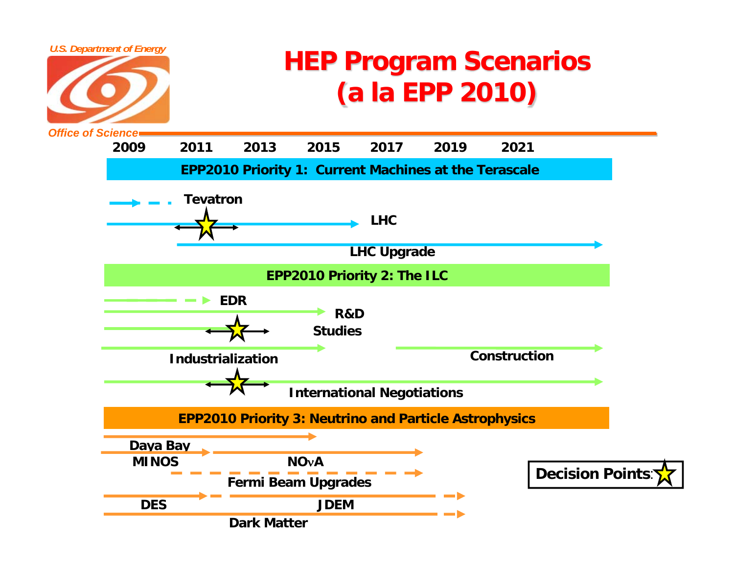# HEP Program Scenarios (a la EPP 2010)

*U.S. Department of Energy*

*Office of Science*

2009 | 2011 | 2013 | 2015 | 2017 | 2019 | 2021

## EPP2010 Priority 1: Current Machines at the Terascale

- Tevatron
- LHC
- LHC Upgrade

## EPP2010 Priority 2: The ILC

- EDR
- R&D
- Studies
- Industrialization
- Construction
- International Negotiations

## EPP2010 Priority 3: Neutrino and Particle Astrophysics

- Daya Bay
- MINOS
- NO$\nu$A
- Fermi Beam Upgrades
- DES
- JDEM
- Dark Matter

Decision Points: ☆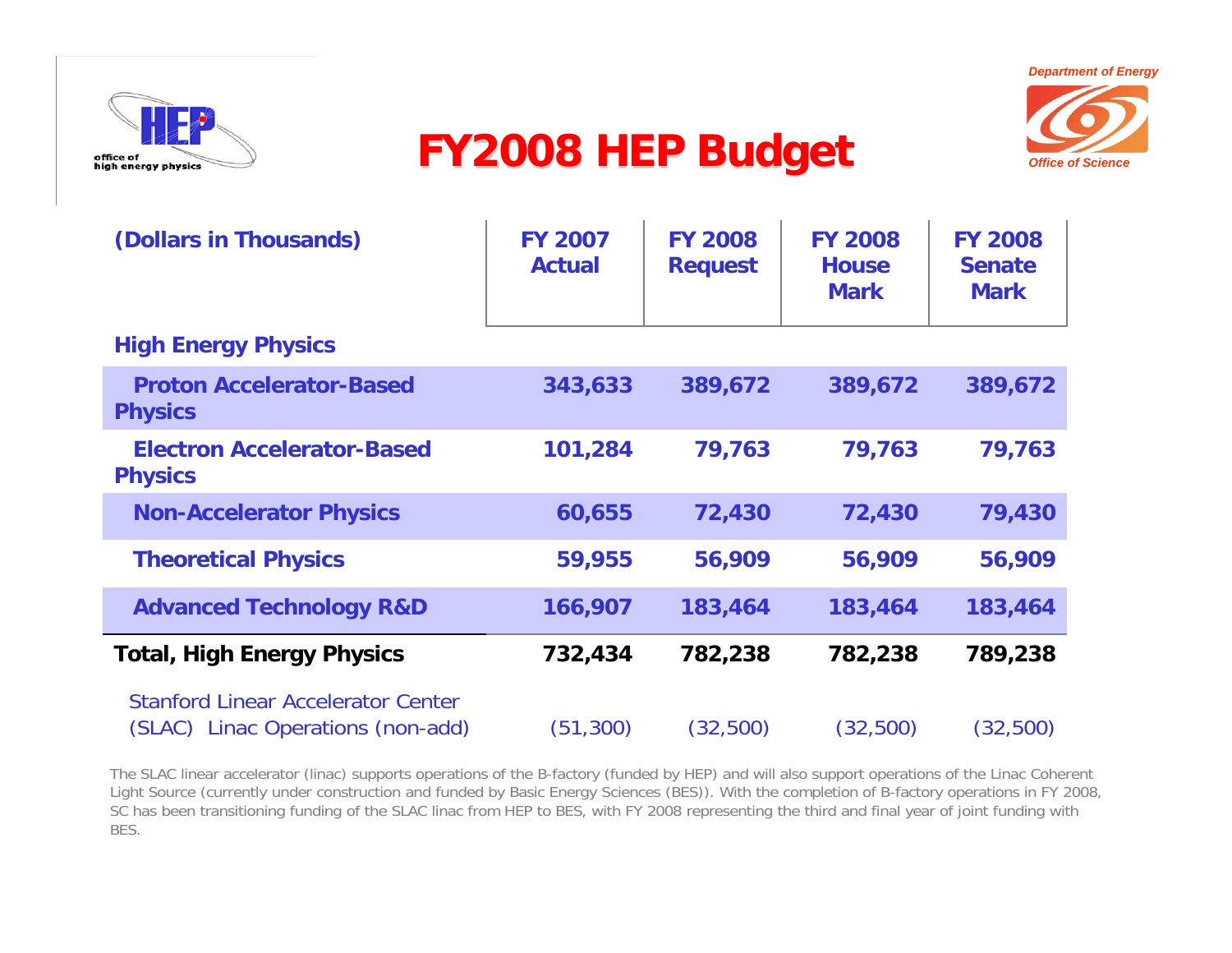# FY2008 HEP Budget

Department of Energy

Office of Science

| (Dollars in Thousands) | FY 2007 Actual | FY 2008 Request | FY 2008 House Mark | FY 2008 Senate Mark |
|---|---|---|---|---|
| **High Energy Physics** | | | | |
| Proton Accelerator-Based Physics | 343,633 | 389,672 | 389,672 | 389,672 |
| Electron Accelerator-Based Physics | 101,284 | 79,763 | 79,763 | 79,763 |
| Non-Accelerator Physics | 60,655 | 72,430 | 72,430 | 79,430 |
| Theoretical Physics | 59,955 | 56,909 | 56,909 | 56,909 |
| Advanced Technology R&D | 166,907 | 183,464 | 183,464 | 183,464 |
| **Total, High Energy Physics** | **732,434** | **782,238** | **782,238** | **789,238** |
| Stanford Linear Accelerator Center (SLAC) Linac Operations (non-add) | (51,300) | (32,500) | (32,500) | (32,500) |

The SLAC linear accelerator (linac) supports operations of the B-factory (funded by HEP) and will also support operations of the Linac Coherent Light Source (currently under construction and funded by Basic Energy Sciences (BES)). With the completion of B-factory operations in FY 2008, SC has been transitioning funding of the SLAC linac from HEP to BES, with FY 2008 representing the third and final year of joint funding with BES.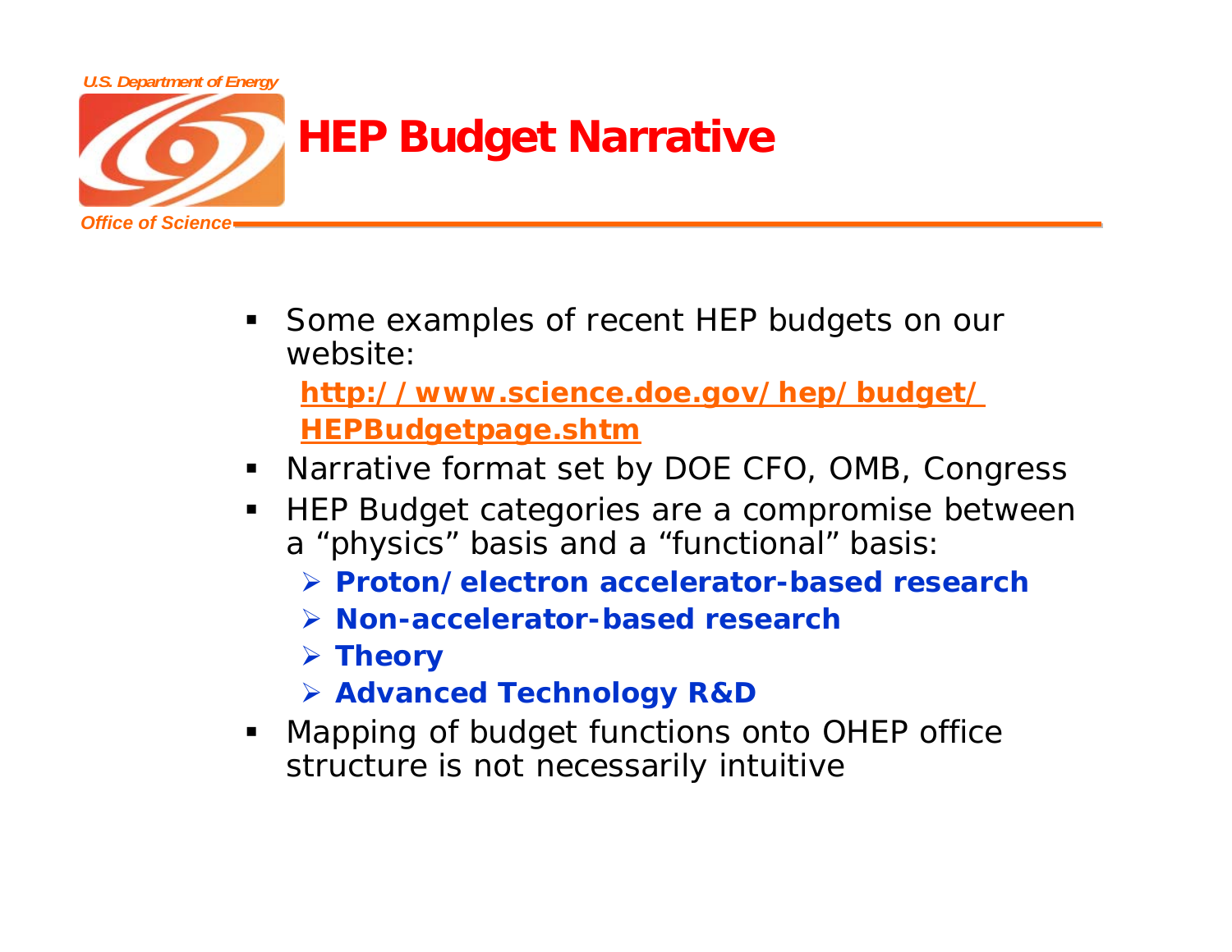# HEP Budget Narrative

- Some examples of recent HEP budgets on our website:

  **http://www.science.doe.gov/hep/budget/HEPBudgetpage.shtm**

- Narrative format set by DOE CFO, OMB, Congress
- HEP Budget categories are a compromise between a "physics" basis and a "functional" basis:
  - **Proton/electron accelerator-based research**
  - **Non-accelerator-based research**
  - **Theory**
  - **Advanced Technology R&D**
- Mapping of budget functions onto OHEP office structure is not necessarily intuitive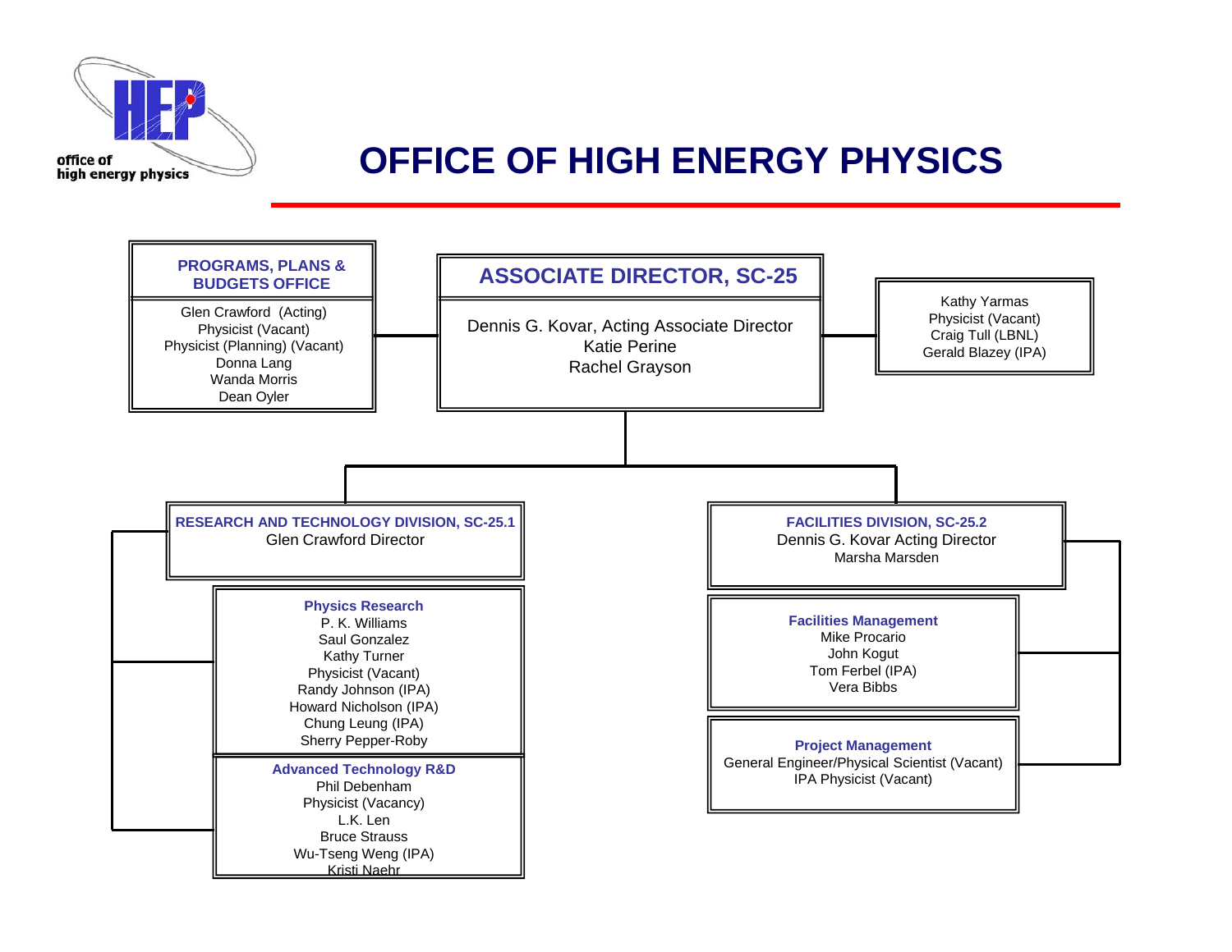office of
high energy physics

# OFFICE OF HIGH ENERGY PHYSICS

## ASSOCIATE DIRECTOR, SC-25

Dennis G. Kovar, Acting Associate Director
Katie Perine
Rachel Grayson

### PROGRAMS, PLANS & BUDGETS OFFICE

Glen Crawford (Acting)
Physicist (Vacant)
Physicist (Planning) (Vacant)
Donna Lang
Wanda Morris
Dean Oyler

---

Kathy Yarmas
Physicist (Vacant)
Craig Tull (LBNL)
Gerald Blazey (IPA)

### RESEARCH AND TECHNOLOGY DIVISION, SC-25.1

Glen Crawford Director

#### Physics Research

P. K. Williams
Saul Gonzalez
Kathy Turner
Physicist (Vacant)
Randy Johnson (IPA)
Howard Nicholson (IPA)
Chung Leung (IPA)
Sherry Pepper-Roby

#### Advanced Technology R&D

Phil Debenham
Physicist (Vacancy)
L.K. Len
Bruce Strauss
Wu-Tseng Weng (IPA)
Kristi Naehr

### FACILITIES DIVISION, SC-25.2

Dennis G. Kovar Acting Director
Marsha Marsden

#### Facilities Management

Mike Procario
John Kogut
Tom Ferbel (IPA)
Vera Bibbs

#### Project Management

General Engineer/Physical Scientist (Vacant)
IPA Physicist (Vacant)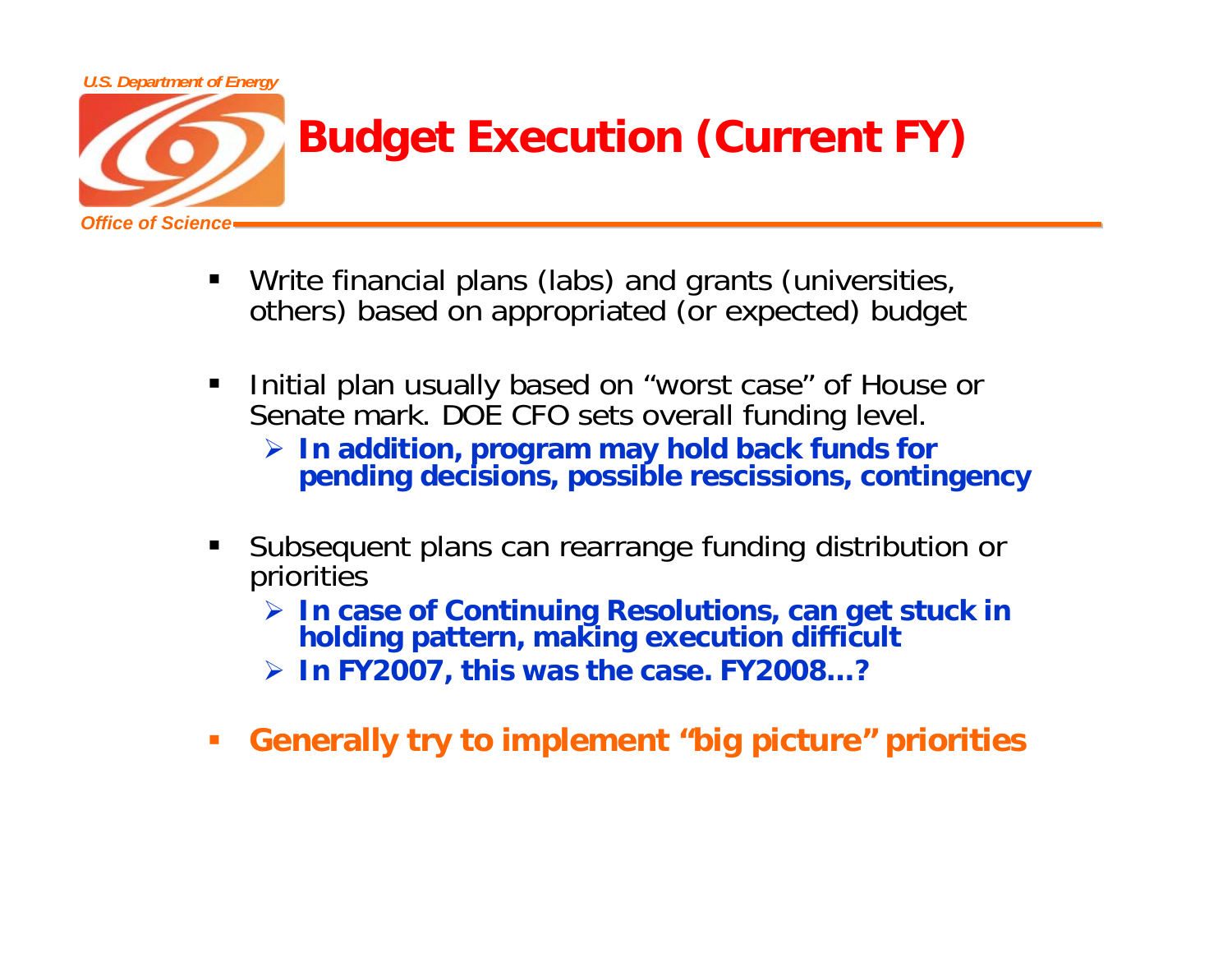# Budget Execution (Current FY)

- Write financial plans (labs) and grants (universities, others) based on appropriated (or expected) budget
- Initial plan usually based on "worst case" of House or Senate mark. DOE CFO sets overall funding level.
  - **In addition, program may hold back funds for pending decisions, possible rescissions, contingency**
- Subsequent plans can rearrange funding distribution or priorities
  - **In case of Continuing Resolutions, can get stuck in holding pattern, making execution difficult**
  - **In FY2007, this was the case. FY2008…?**
- **Generally try to implement "big picture" priorities**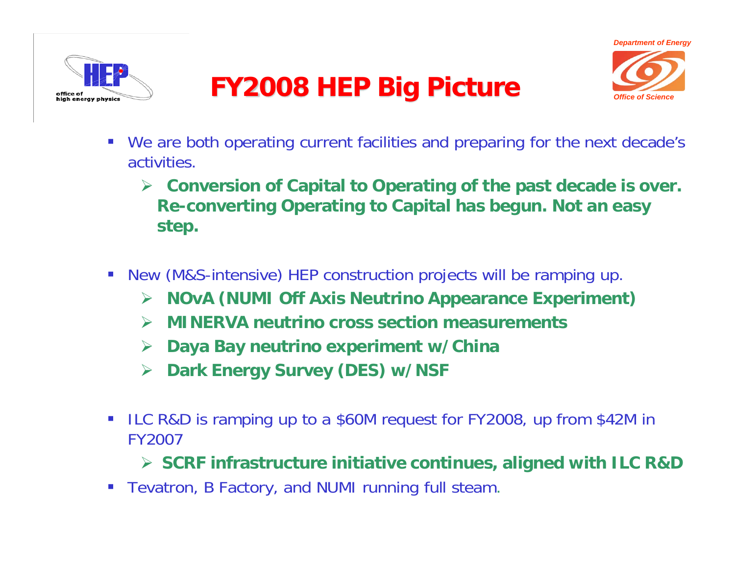# FY2008 HEP Big Picture

- We are both operating current facilities and preparing for the next decade's activities.
  - **Conversion of Capital to Operating of the past decade is over. Re-converting Operating to Capital has begun. Not an easy step.**

- New (M&S-intensive) HEP construction projects will be ramping up.
  - **NOvA (NUMI Off Axis Neutrino Appearance Experiment)**
  - **MINERVA neutrino cross section measurements**
  - **Daya Bay neutrino experiment w/China**
  - **Dark Energy Survey (DES) w/NSF**

- ILC R&D is ramping up to a $60M request for FY2008, up from $42M in FY2007
  - **SCRF infrastructure initiative continues, aligned with ILC R&D**
- Tevatron, B Factory, and NUMI running full steam.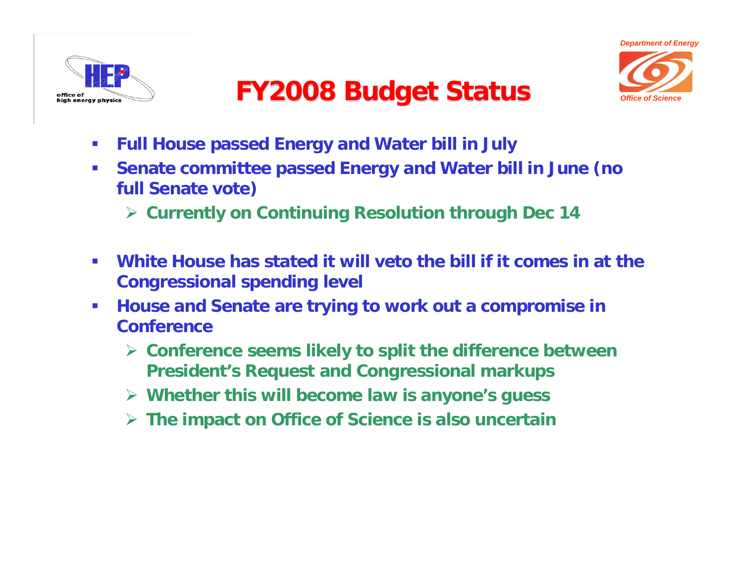# FY2008 Budget Status

- **Full House passed Energy and Water bill in July**
- **Senate committee passed Energy and Water bill in June (no full Senate vote)**
  - **Currently on Continuing Resolution through Dec 14**
- **White House has stated it will veto the bill if it comes in at the Congressional spending level**
- **House and Senate are trying to work out a compromise in Conference**
  - **Conference seems likely to split the difference between President's Request and Congressional markups**
  - **Whether this will become law is anyone's guess**
  - **The impact on Office of Science is also uncertain**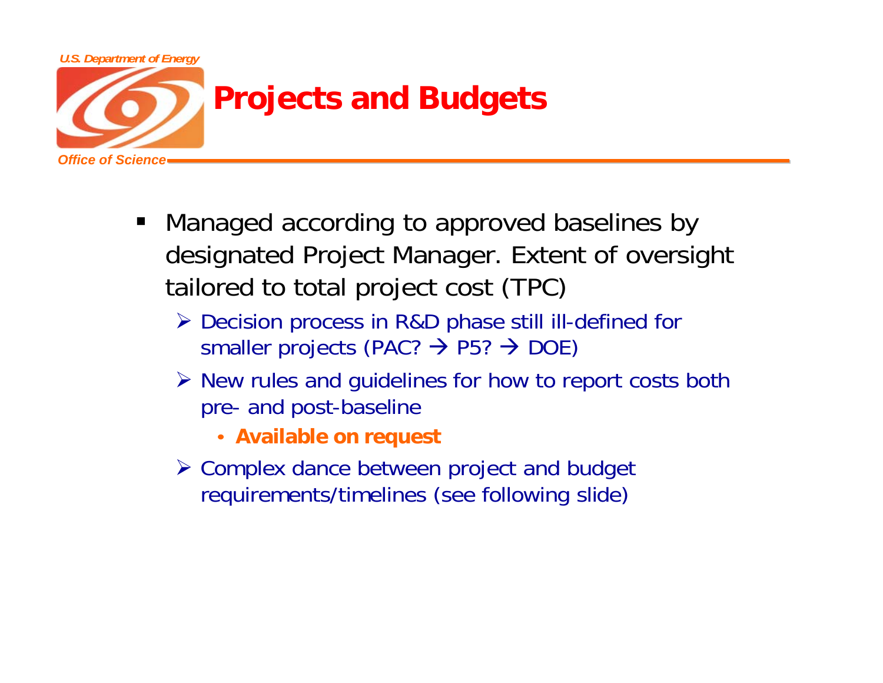# Projects and Budgets

- Managed according to approved baselines by designated Project Manager. Extent of oversight tailored to total project cost (TPC)
  - Decision process in R&D phase still ill-defined for smaller projects (PAC? → P5? → DOE)
  - New rules and guidelines for how to report costs both pre- and post-baseline
    - **Available on request**
  - Complex dance between project and budget requirements/timelines (see following slide)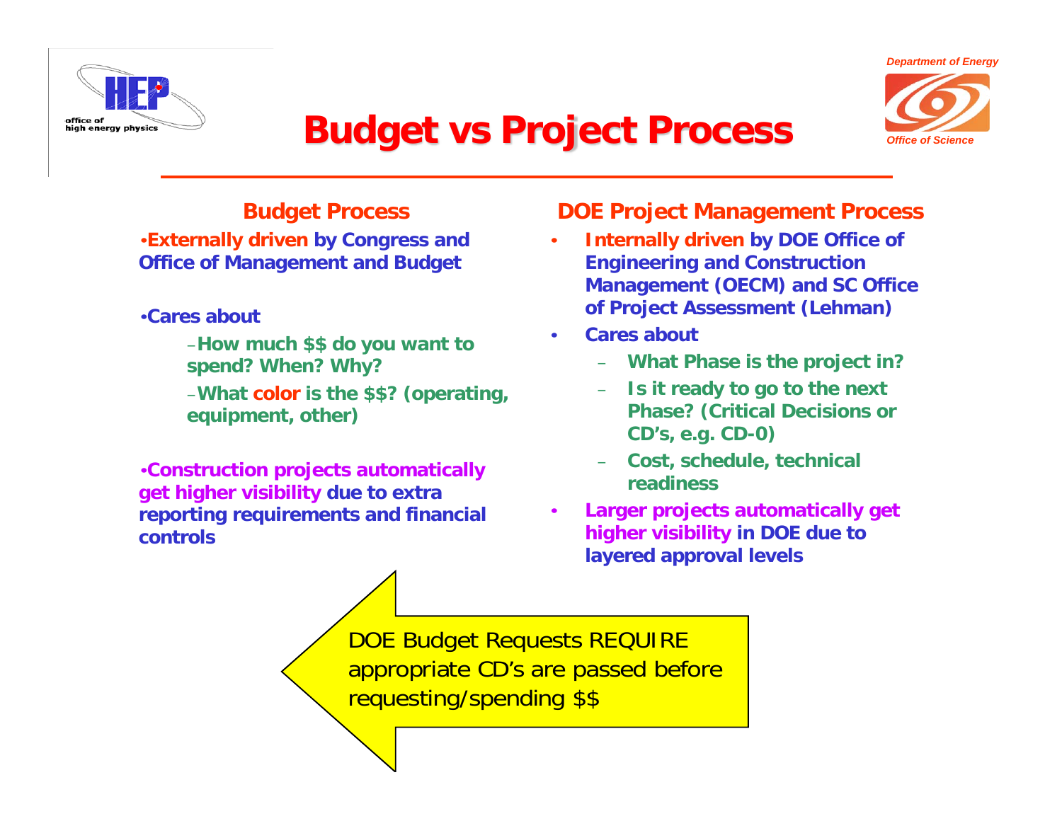# Budget vs Project Process

## Budget Process

- **Externally driven by Congress and Office of Management and Budget**
- **Cares about**
  - **How much $$ do you want to spend? When? Why?**
  - **What color is the $$? (operating, equipment, other)**
- **Construction projects automatically get higher visibility due to extra reporting requirements and financial controls**

## DOE Project Management Process

- **Internally driven by DOE Office of Engineering and Construction Management (OECM) and SC Office of Project Assessment (Lehman)**
- **Cares about**
  - **What Phase is the project in?**
  - **Is it ready to go to the next Phase? (Critical Decisions or CD's, e.g. CD-0)**
  - **Cost, schedule, technical readiness**
- **Larger projects automatically get higher visibility in DOE due to layered approval levels**

DOE Budget Requests REQUIRE appropriate CD's are passed before requesting/spending $$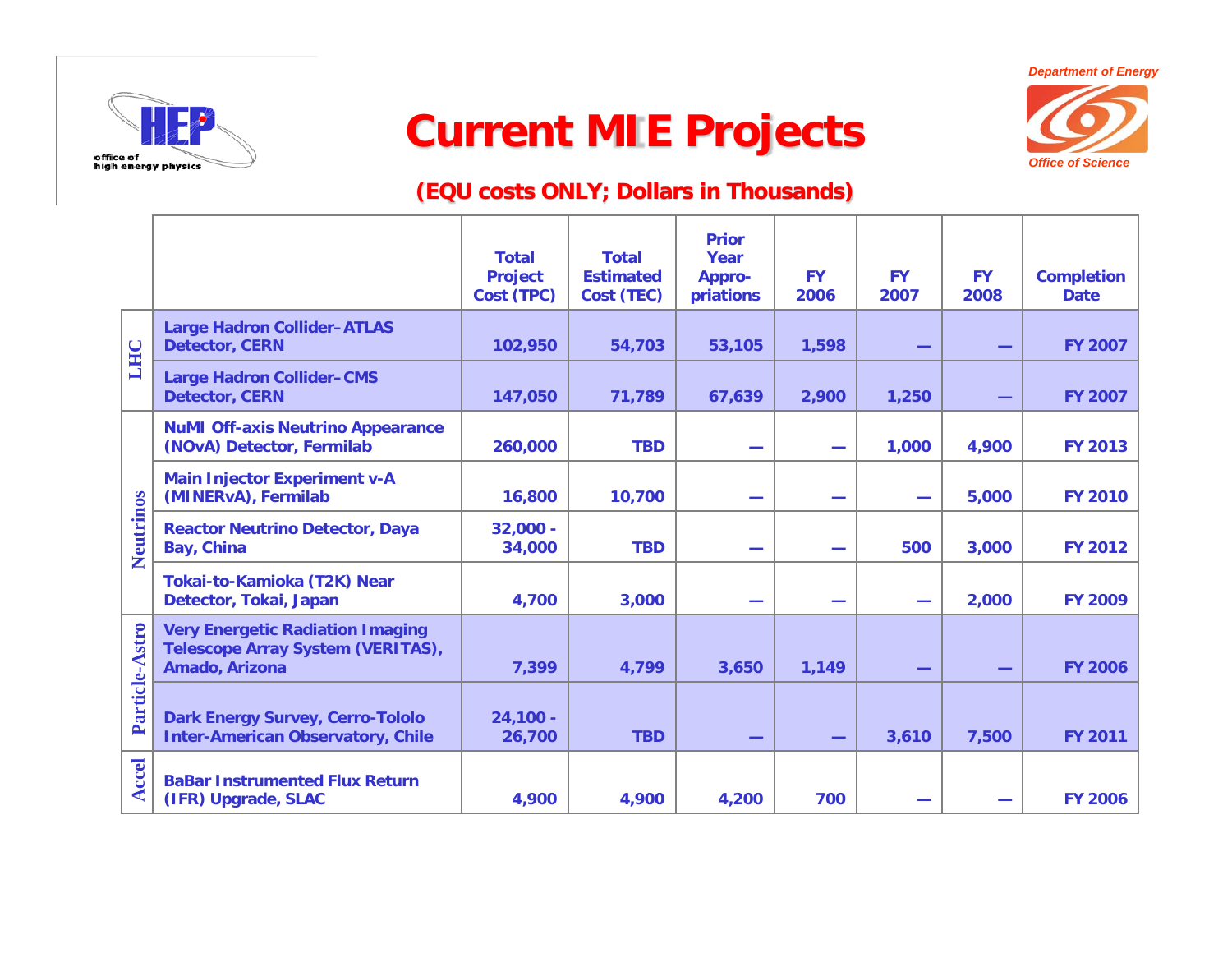# Current MIE Projects

## (EQU costs ONLY; Dollars in Thousands)

| | | Total Project Cost (TPC) | Total Estimated Cost (TEC) | Prior Year Appro-priations | FY 2006 | FY 2007 | FY 2008 | Completion Date |
|---|---|---|---|---|---|---|---|---|
| LHC | Large Hadron Collider–ATLAS Detector, CERN | 102,950 | 54,703 | 53,105 | 1,598 | — | — | FY 2007 |
| LHC | Large Hadron Collider–CMS Detector, CERN | 147,050 | 71,789 | 67,639 | 2,900 | 1,250 | — | FY 2007 |
| Neutrinos | NuMI Off-axis Neutrino Appearance (NOvA) Detector, Fermilab | 260,000 | TBD | — | — | 1,000 | 4,900 | FY 2013 |
| Neutrinos | Main Injector Experiment v-A (MINERvA), Fermilab | 16,800 | 10,700 | — | — | — | 5,000 | FY 2010 |
| Neutrinos | Reactor Neutrino Detector, Daya Bay, China | 32,000 - 34,000 | TBD | — | — | 500 | 3,000 | FY 2012 |
| Neutrinos | Tokai-to-Kamioka (T2K) Near Detector, Tokai, Japan | 4,700 | 3,000 | — | — | — | 2,000 | FY 2009 |
| Particle-Astro | Very Energetic Radiation Imaging Telescope Array System (VERITAS), Amado, Arizona | 7,399 | 4,799 | 3,650 | 1,149 | — | — | FY 2006 |
| Particle-Astro | Dark Energy Survey, Cerro-Tololo Inter-American Observatory, Chile | 24,100 - 26,700 | TBD | — | — | 3,610 | 7,500 | FY 2011 |
| Accel | BaBar Instrumented Flux Return (IFR) Upgrade, SLAC | 4,900 | 4,900 | 4,200 | 700 | — | — | FY 2006 |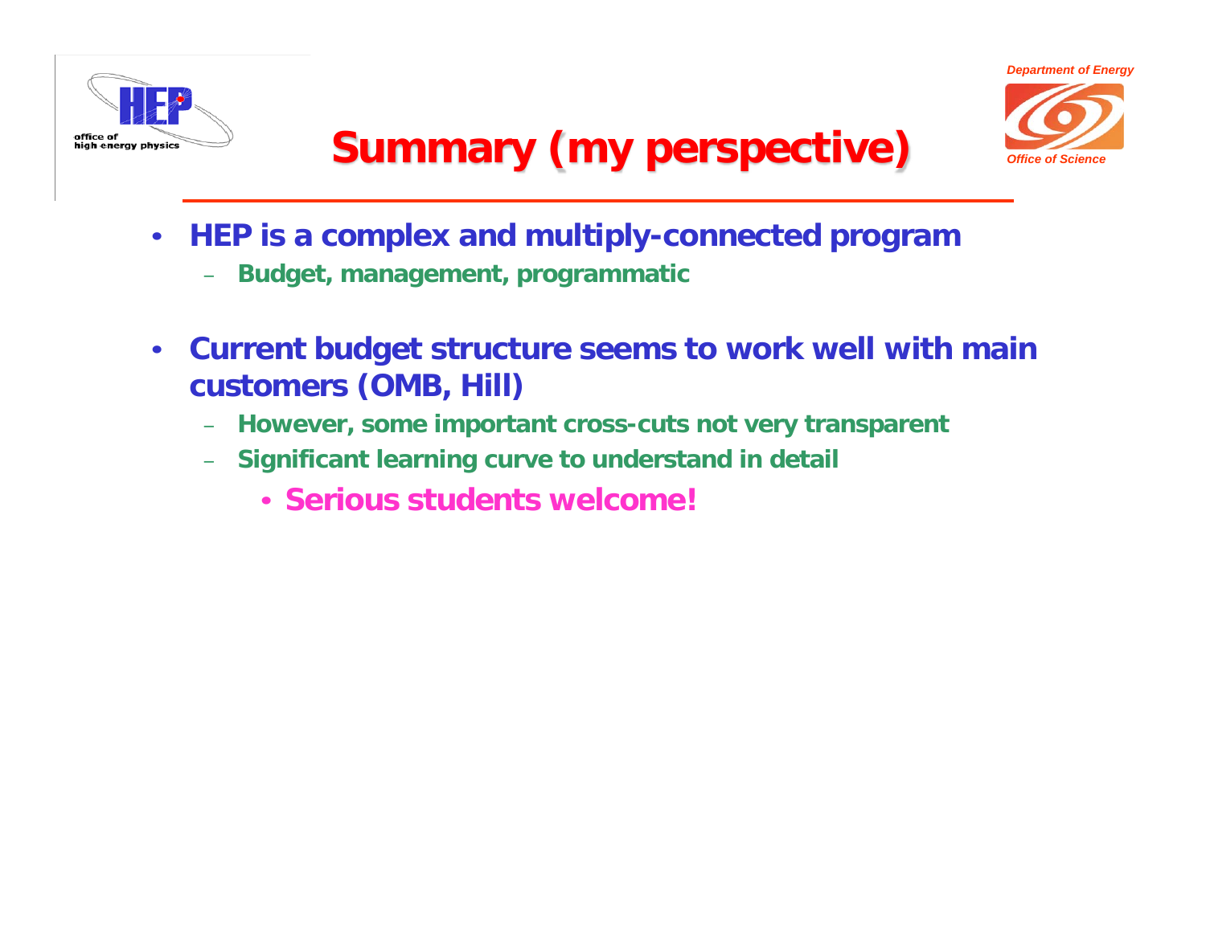# Summary (my perspective)

- **HEP is a complex and multiply-connected program**
  - **Budget, management, programmatic**
- **Current budget structure seems to work well with main customers (OMB, Hill)**
  - **However, some important cross-cuts not very transparent**
  - **Significant learning curve to understand in detail**
    - **Serious students welcome!**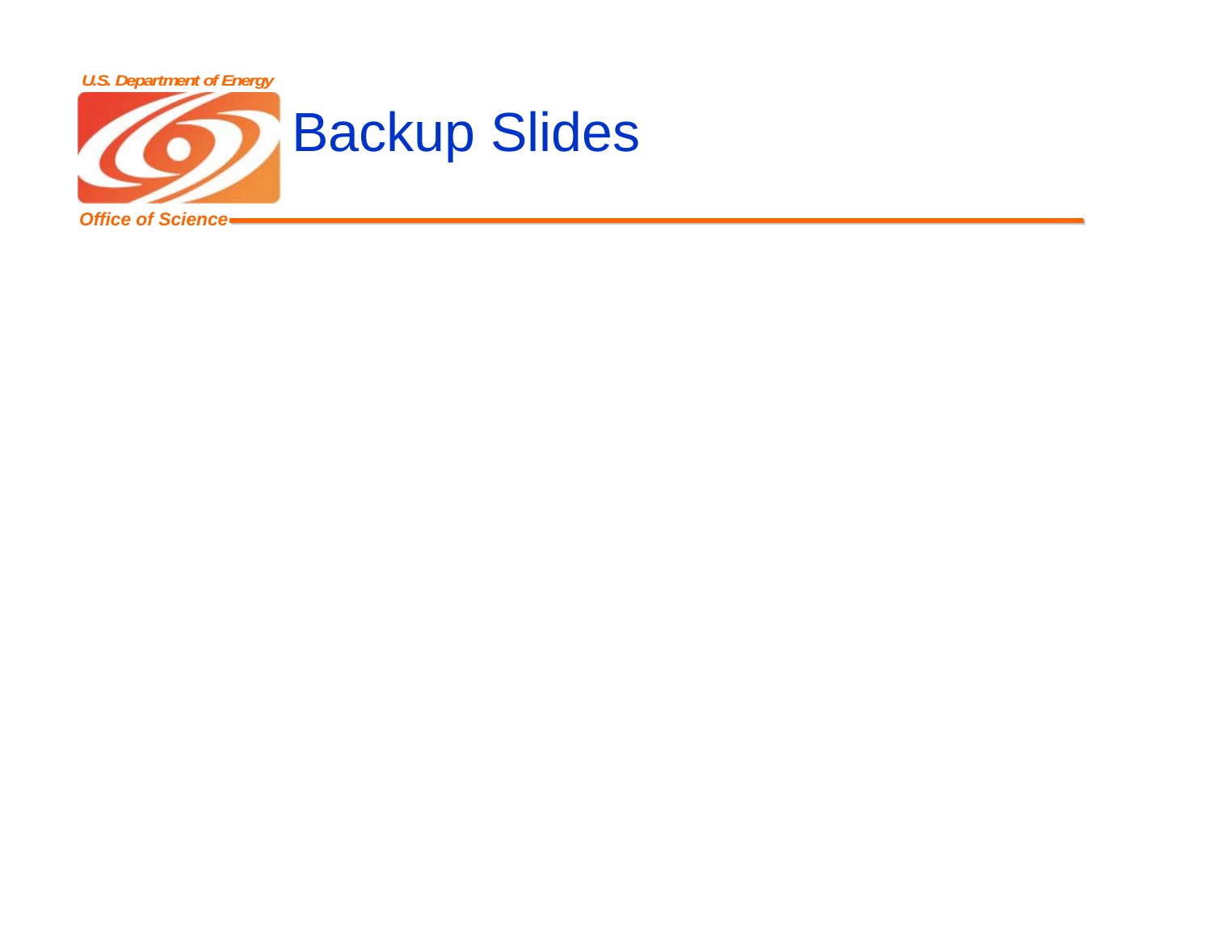# Backup Slides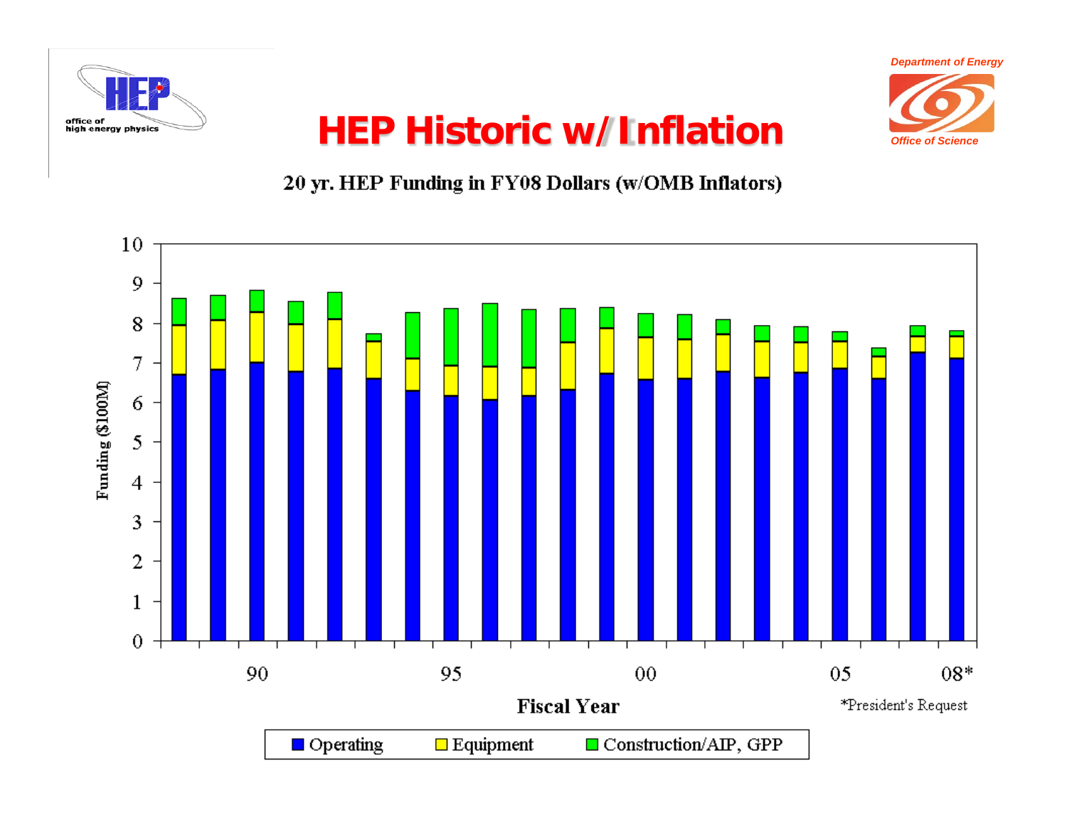# HEP Historic w/ Inflation

Department of Energy
Office of Science

office of high energy physics

## 20 yr. HEP Funding in FY08 Dollars (w/OMB Inflators)

Funding ($100M)

Fiscal Year

90 95 00 05 08*

*President's Request

Operating | Equipment | Construction/AIP, GPP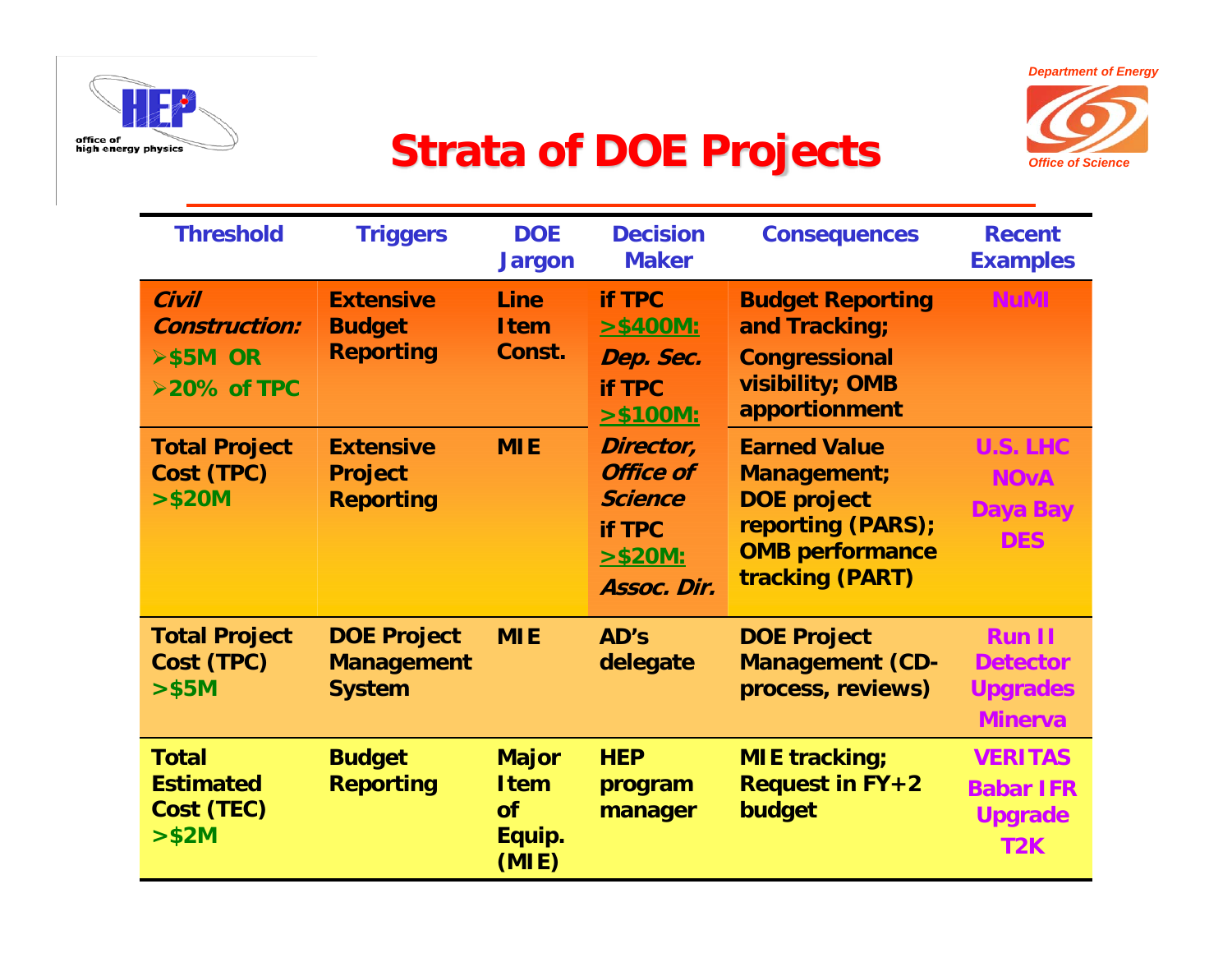# Strata of DOE Projects

| Threshold | Triggers | DOE Jargon | Decision Maker | Consequences | Recent Examples |
|---|---|---|---|---|---|
| *Civil Construction:* ➢$5M OR ➢20% of TPC | Extensive Budget Reporting | Line Item Const. | if TPC >$400M: *Dep. Sec.* if TPC >$100M: *Director, Office of Science* if TPC >$20M: *Assoc. Dir.* | Budget Reporting and Tracking; Congressional visibility; OMB apportionment | NuMI |
| Total Project Cost (TPC) >$20M | Extensive Project Reporting | MIE | | Earned Value Management; DOE project reporting (PARS); OMB performance tracking (PART) | U.S. LHC NOvA Daya Bay DES |
| Total Project Cost (TPC) >$5M | DOE Project Management System | MIE | AD's delegate | DOE Project Management (CD-process, reviews) | Run II Detector Upgrades Minerva |
| Total Estimated Cost (TEC) >$2M | Budget Reporting | Major Item of Equip. (MIE) | HEP program manager | MIE tracking; Request in FY+2 budget | VERITAS Babar IFR Upgrade T2K |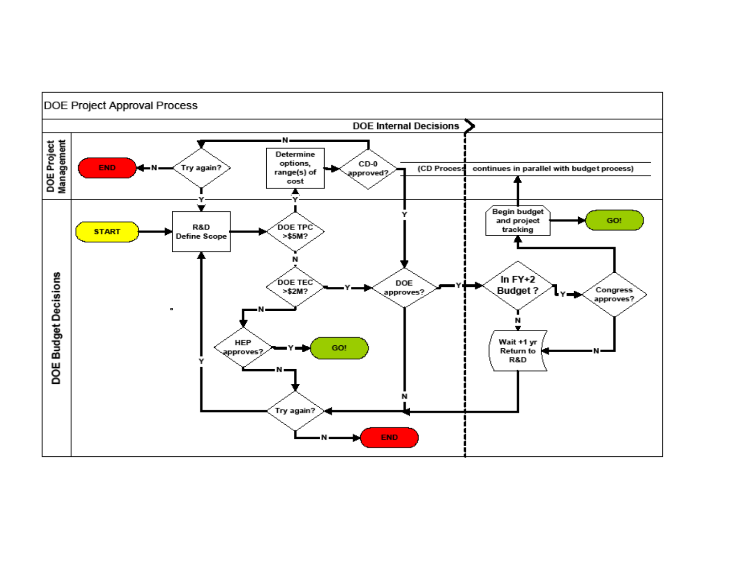# DOE Project Approval Process

**DOE Internal Decisions**

**DOE Project Management**

- END ← N — Try again?
- Try again? — Y → R&D Define Scope
- Determine options, range(s) of cost → CD-0 approved?
- CD-0 approved? — N → Try again?
- CD-0 approved? — Y → DOE approves?
- (CD Process continues in parallel with budget process)

**DOE Budget Decisions**

- START → R&D Define Scope
- R&D Define Scope → DOE TPC >$5M?
- DOE TPC >$5M? — Y → Determine options, range(s) of cost
- DOE TPC >$5M? — N → DOE TEC >$2M?
- DOE TEC >$2M? — Y → DOE approves?
- DOE TEC >$2M? — N → HEP approves?
- HEP approves? — Y → GO!
- HEP approves? — N → Try again?
- DOE approves? — Y → In FY+2 Budget ?
- DOE approves? — N → Try again?
- In FY+2 Budget ? — Y → Congress approves?
- In FY+2 Budget ? — N → Wait +1 yr Return to R&D
- Congress approves? — Y → Begin budget and project tracking
- Congress approves? — N → Wait +1 yr Return to R&D
- Begin budget and project tracking → GO!
- Wait +1 yr Return to R&D → Try again?
- Try again? — Y → R&D Define Scope
- Try again? — N → END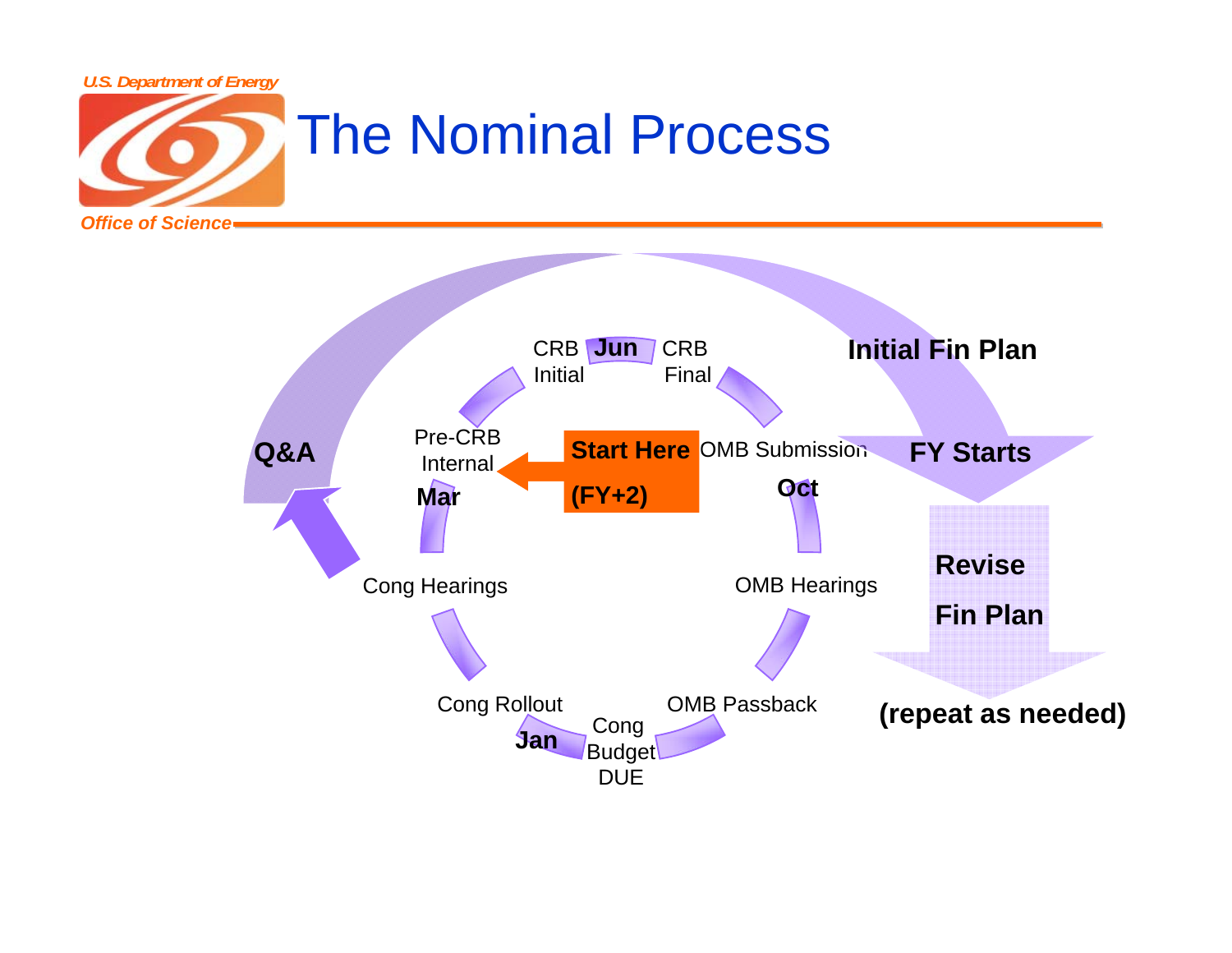# The Nominal Process

**Start Here (FY+2)**

Pre-CRB Internal
**Mar**

CRB Initial
**Jun**
CRB Final

OMB Submission
**Oct**

OMB Hearings

OMB Passback

Cong Budget DUE

Cong Rollout
**Jan**

Cong Hearings

**Q&A**

**Initial Fin Plan**

**FY Starts**

**Revise Fin Plan**

**(repeat as needed)**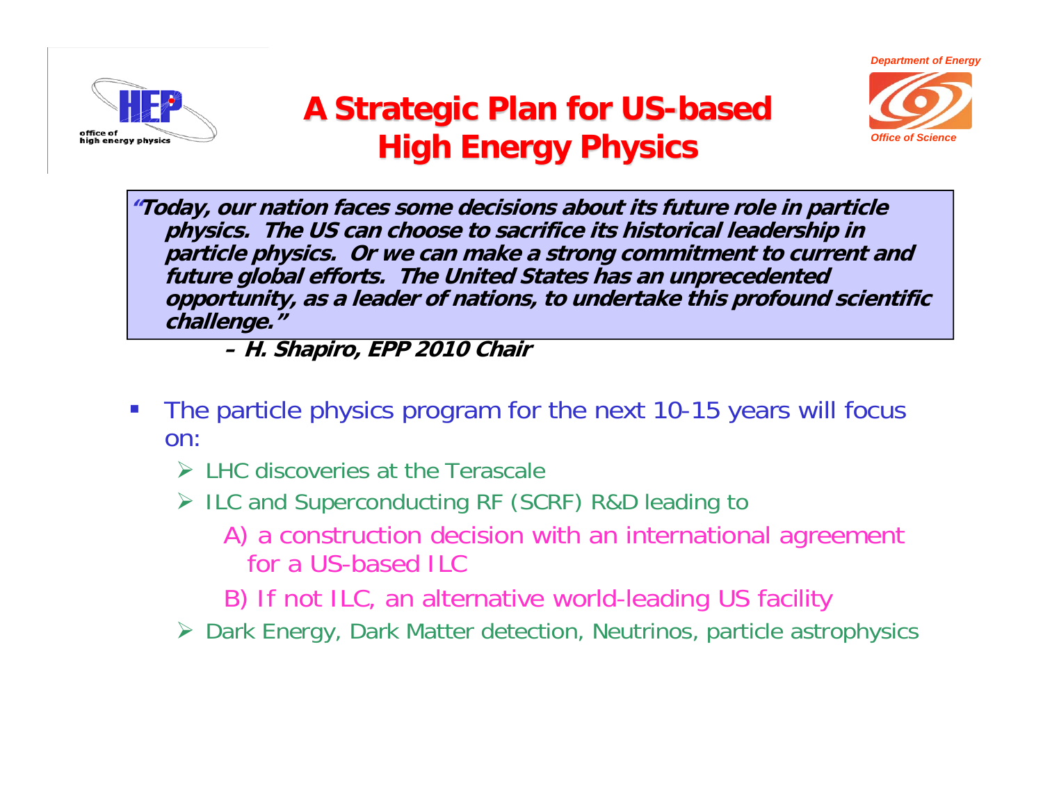# A Strategic Plan for US-based High Energy Physics

> ***"Today, our nation faces some decisions about its future role in particle physics. The US can choose to sacrifice its historical leadership in particle physics. Or we can make a strong commitment to current and future global efforts. The United States has an unprecedented opportunity, as a leader of nations, to undertake this profound scientific challenge."***
>
> ***– H. Shapiro, EPP 2010 Chair***

- The particle physics program for the next 10-15 years will focus on:
  - LHC discoveries at the Terascale
  - ILC and Superconducting RF (SCRF) R&D leading to
    - A) a construction decision with an international agreement for a US-based ILC
    - B) If not ILC, an alternative world-leading US facility
  - Dark Energy, Dark Matter detection, Neutrinos, particle astrophysics